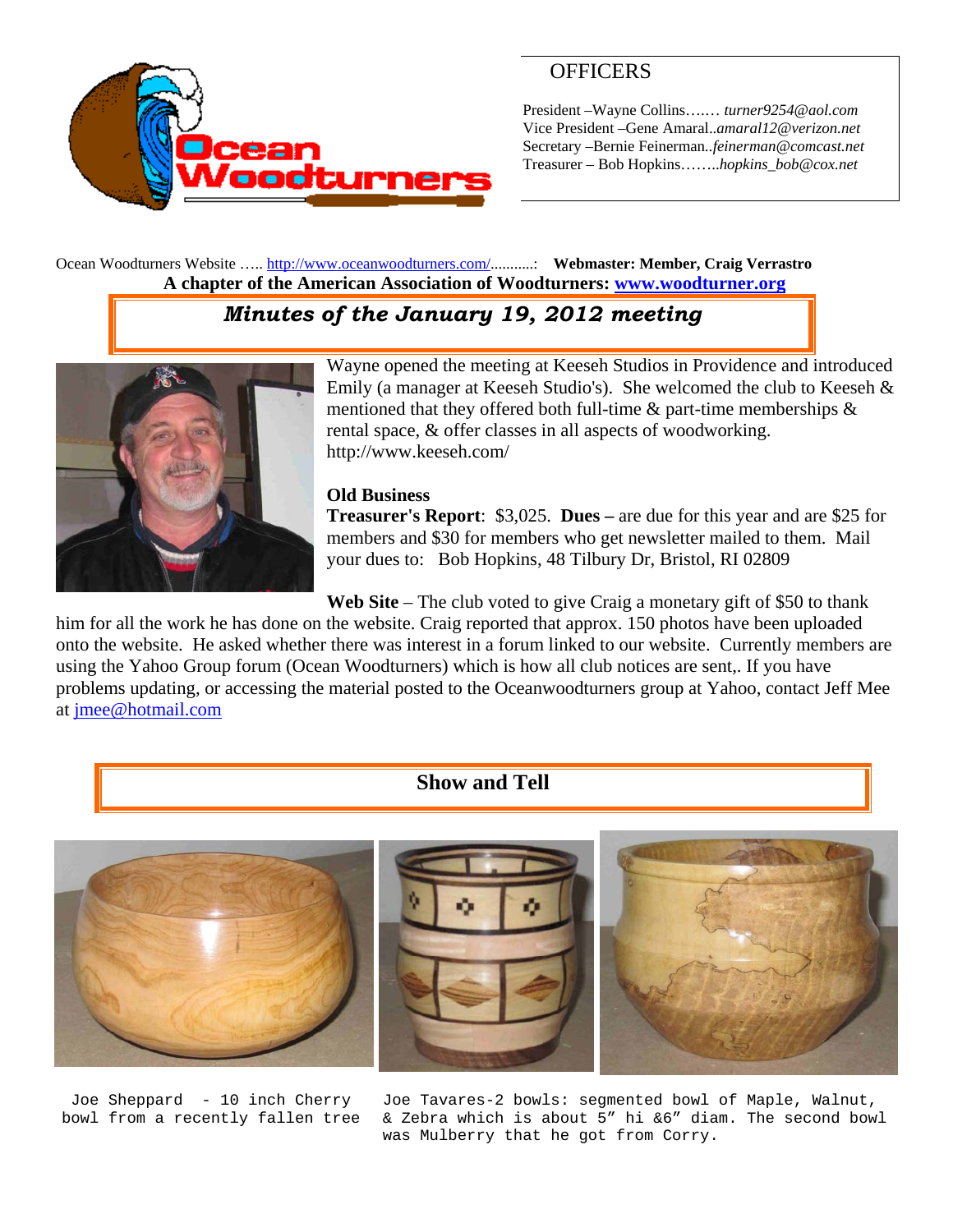OFFICERS

President –Wayne Collins……. *turner9254@aol.com*
Vice President –Gene Amaral..*amaral12@verizon.net*
Secretary –Bernie Feinerman..*feinerman@comcast.net*
Treasurer – Bob Hopkins……..*hopkins_bob@cox.net*

Ocean Woodturners Website ….. http://www.oceanwoodturners.com/..........: **Webmaster: Member, Craig Verrastro**

**A chapter of the American Association of Woodturners: www.woodturner.org**

## *Minutes of the January 19, 2012 meeting*

Wayne opened the meeting at Keeseh Studios in Providence and introduced Emily (a manager at Keeseh Studio's). She welcomed the club to Keeseh & mentioned that they offered both full-time & part-time memberships & rental space, & offer classes in all aspects of woodworking. http://www.keeseh.com/

### Old Business

**Treasurer's Report**: $3,025. **Dues –** are due for this year and are $25 for members and $30 for members who get newsletter mailed to them. Mail your dues to: Bob Hopkins, 48 Tilbury Dr, Bristol, RI 02809

**Web Site** – The club voted to give Craig a monetary gift of $50 to thank him for all the work he has done on the website. Craig reported that approx. 150 photos have been uploaded onto the website. He asked whether there was interest in a forum linked to our website. Currently members are using the Yahoo Group forum (Ocean Woodturners) which is how all club notices are sent,. If you have problems updating, or accessing the material posted to the Oceanwoodturners group at Yahoo, contact Jeff Mee at jmee@hotmail.com

## Show and Tell

Joe Sheppard - 10 inch Cherry bowl from a recently fallen tree

Joe Tavares-2 bowls: segmented bowl of Maple, Walnut, & Zebra which is about 5" hi &6" diam. The second bowl was Mulberry that he got from Corry.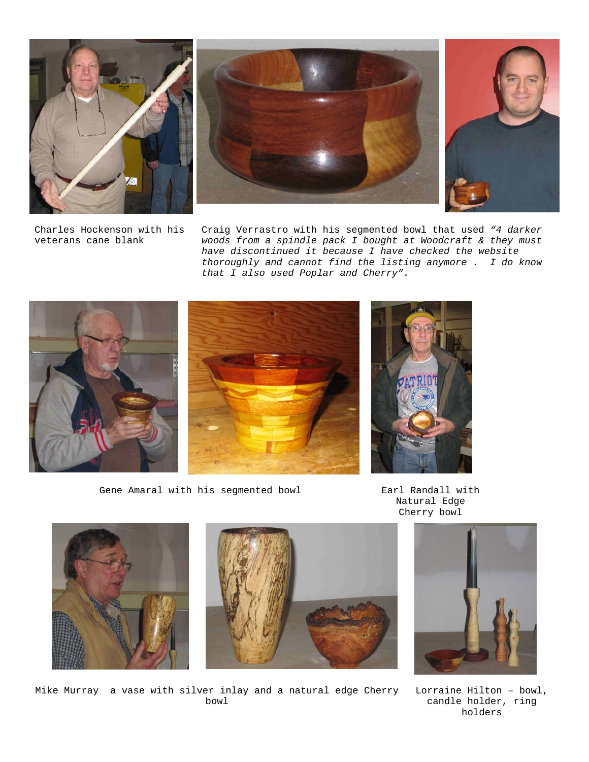Charles Hockenson with his veterans cane blank

Craig Verrastro with his segmented bowl that used *"4 darker woods from a spindle pack I bought at Woodcraft & they must have discontinued it because I have checked the website thoroughly and cannot find the listing anymore . I do know that I also used Poplar and Cherry".*

Gene Amaral with his segmented bowl

Earl Randall with Natural Edge Cherry bowl

Mike Murray a vase with silver inlay and a natural edge Cherry bowl

Lorraine Hilton – bowl, candle holder, ring holders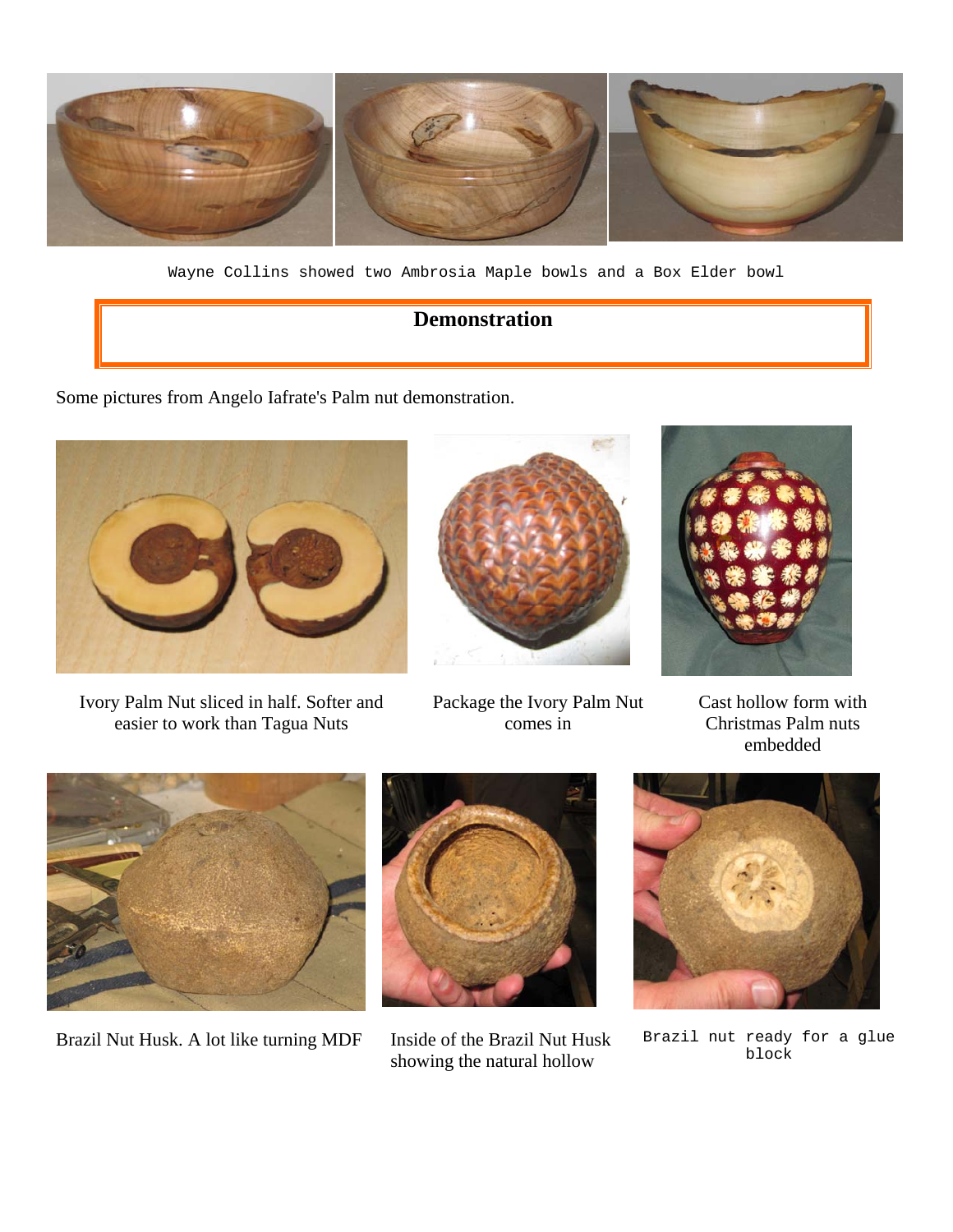Wayne Collins showed two Ambrosia Maple bowls and a Box Elder bowl

## Demonstration

Some pictures from Angelo Iafrate's Palm nut demonstration.

Ivory Palm Nut sliced in half. Softer and easier to work than Tagua Nuts

Package the Ivory Palm Nut comes in

Cast hollow form with Christmas Palm nuts embedded

Brazil Nut Husk. A lot like turning MDF

Inside of the Brazil Nut Husk showing the natural hollow

Brazil nut ready for a glue block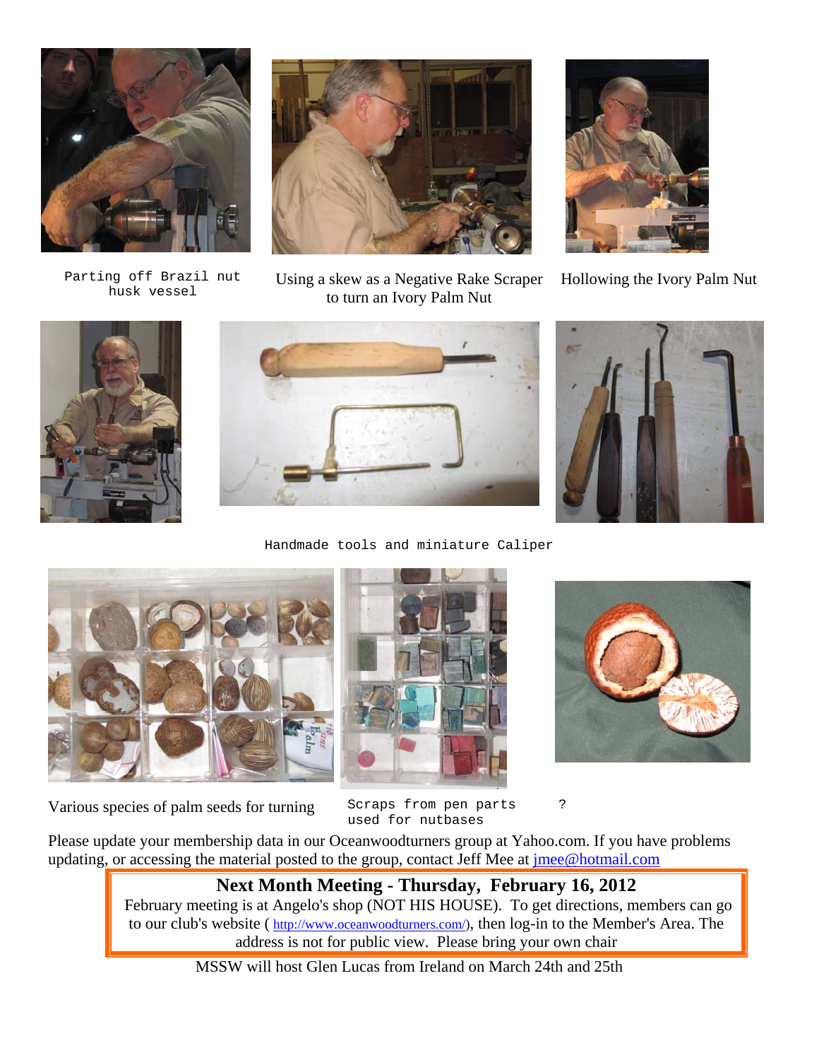Parting off Brazil nut husk vessel

Using a skew as a Negative Rake Scraper to turn an Ivory Palm Nut

Hollowing the Ivory Palm Nut

Handmade tools and miniature Caliper

Various species of palm seeds for turning

Scraps from pen parts used for nutbases

?

Please update your membership data in our Oceanwoodturners group at Yahoo.com. If you have problems updating, or accessing the material posted to the group, contact Jeff Mee at jmee@hotmail.com

**Next Month Meeting - Thursday, February 16, 2012**

February meeting is at Angelo's shop (NOT HIS HOUSE). To get directions, members can go to our club's website ( http://www.oceanwoodturners.com/), then log-in to the Member's Area. The address is not for public view. Please bring your own chair

MSSW will host Glen Lucas from Ireland on March 24th and 25th